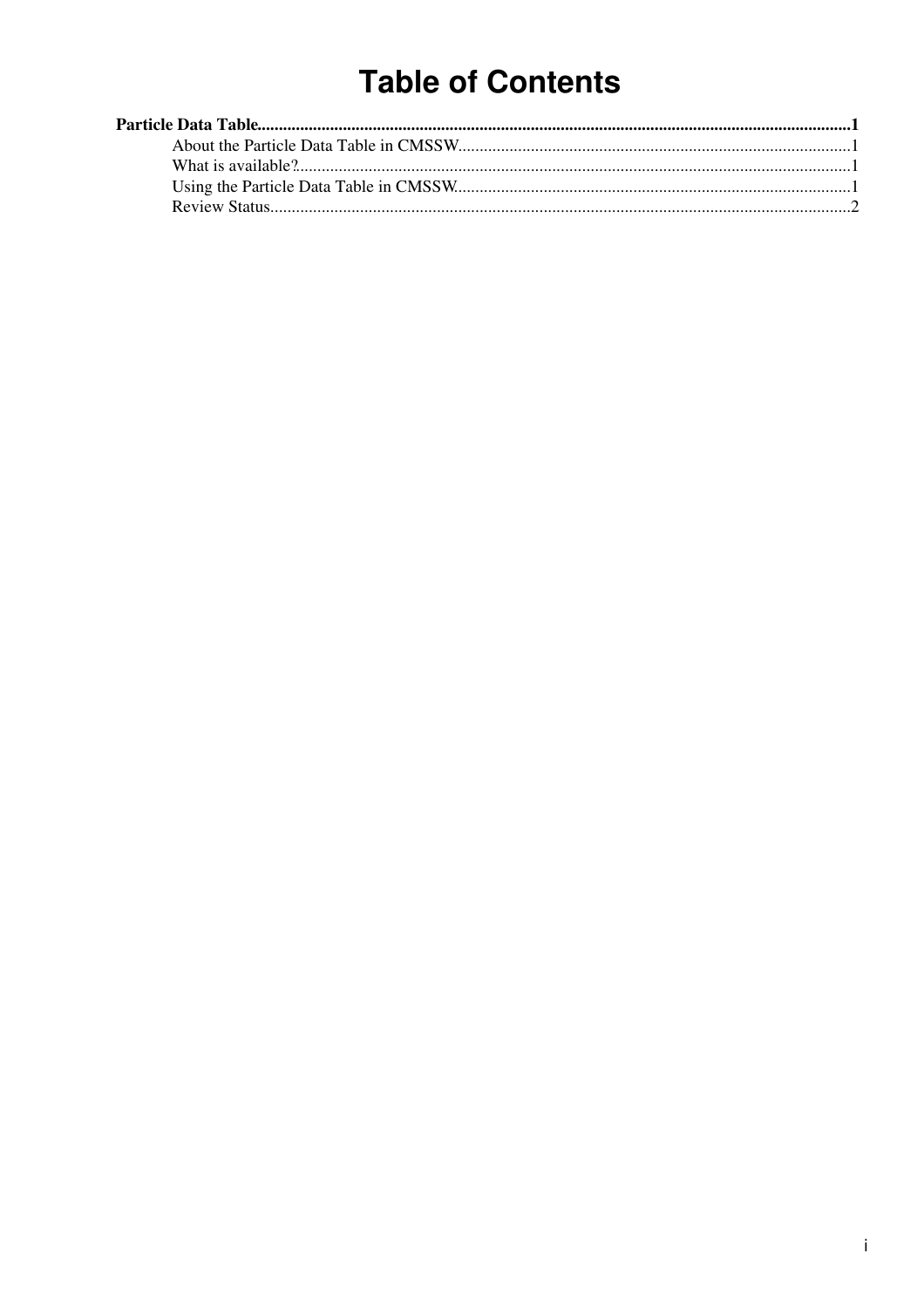# Table of Contents

**Particle Data Table**...........................................................................................................................................**1**

- About the Particle Data Table in CMSSW.........................................................................................1
- What is available?...............................................................................................................................1
- Using the Particle Data Table in CMSSW..........................................................................................1
- Review Status......................................................................................................................................2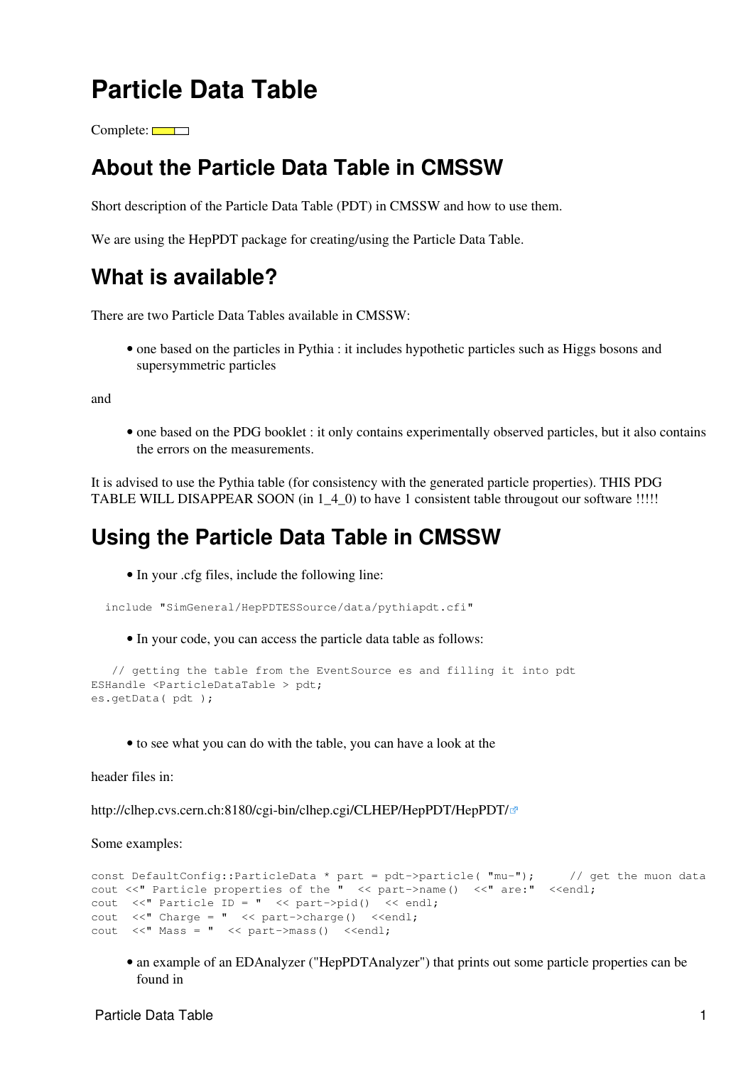# Particle Data Table

Complete:

## About the Particle Data Table in CMSSW

Short description of the Particle Data Table (PDT) in CMSSW and how to use them.

We are using the HepPDT package for creating/using the Particle Data Table.

## What is available?

There are two Particle Data Tables available in CMSSW:

- one based on the particles in Pythia : it includes hypothetic particles such as Higgs bosons and supersymmetric particles

and

- one based on the PDG booklet : it only contains experimentally observed particles, but it also contains the errors on the measurements.

It is advised to use the Pythia table (for consistency with the generated particle properties). THIS PDG TABLE WILL DISAPPEAR SOON (in 1_4_0) to have 1 consistent table througout our software !!!!!

## Using the Particle Data Table in CMSSW

- In your .cfg files, include the following line:

```
  include "SimGeneral/HepPDTESSource/data/pythiapdt.cfi"
```

- In your code, you can access the particle data table as follows:

```
   // getting the table from the EventSource es and filling it into pdt
ESHandle <ParticleDataTable > pdt;
es.getData( pdt );
```

- to see what you can do with the table, you can have a look at the

header files in:

http://clhep.cvs.cern.ch:8180/cgi-bin/clhep.cgi/CLHEP/HepPDT/HepPDT/

Some examples:

```
const DefaultConfig::ParticleData * part = pdt->particle( "mu-");      // get the muon data
cout <<" Particle properties of the "  << part->name()  <<" are:"  <<endl;
cout  <<" Particle ID = "  << part->pid()  << endl;
cout  <<" Charge = "  << part->charge()  <<endl;
cout  <<" Mass = "  << part->mass()  <<endl;
```

- an example of an EDAnalyzer ("HepPDTAnalyzer") that prints out some particle properties can be found in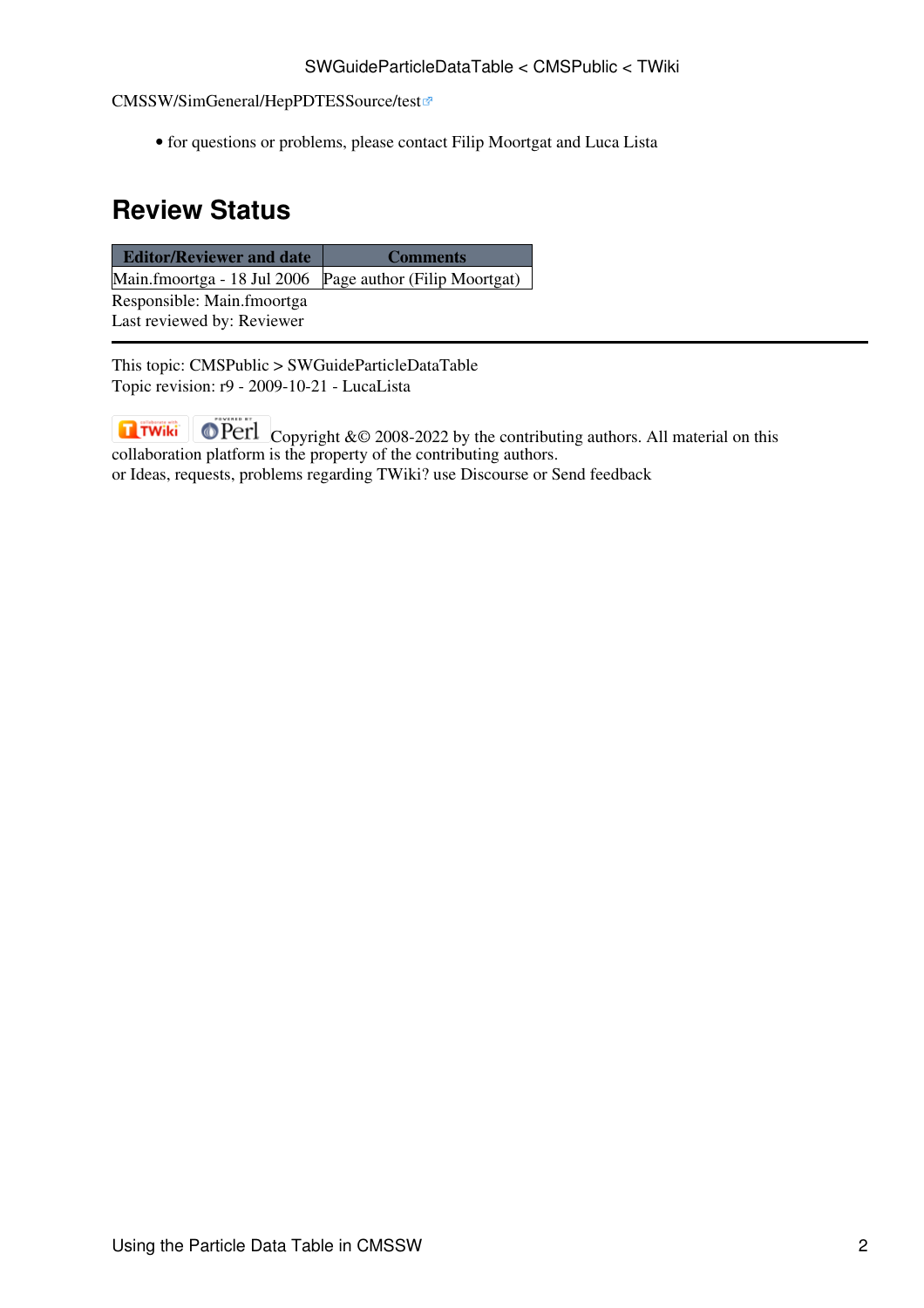CMSSW/SimGeneral/HepPDTESSource/test

- for questions or problems, please contact Filip Moortgat and Luca Lista

## Review Status

| Editor/Reviewer and date | Comments |
|---|---|
| Main.fmoortga - 18 Jul 2006 | Page author (Filip Moortgat) |

Responsible: Main.fmoortga
Last reviewed by: Reviewer

This topic: CMSPublic > SWGuideParticleDataTable
Topic revision: r9 - 2009-10-21 - LucaLista

Copyright &© 2008-2022 by the contributing authors. All material on this collaboration platform is the property of the contributing authors.
or Ideas, requests, problems regarding TWiki? use Discourse or Send feedback